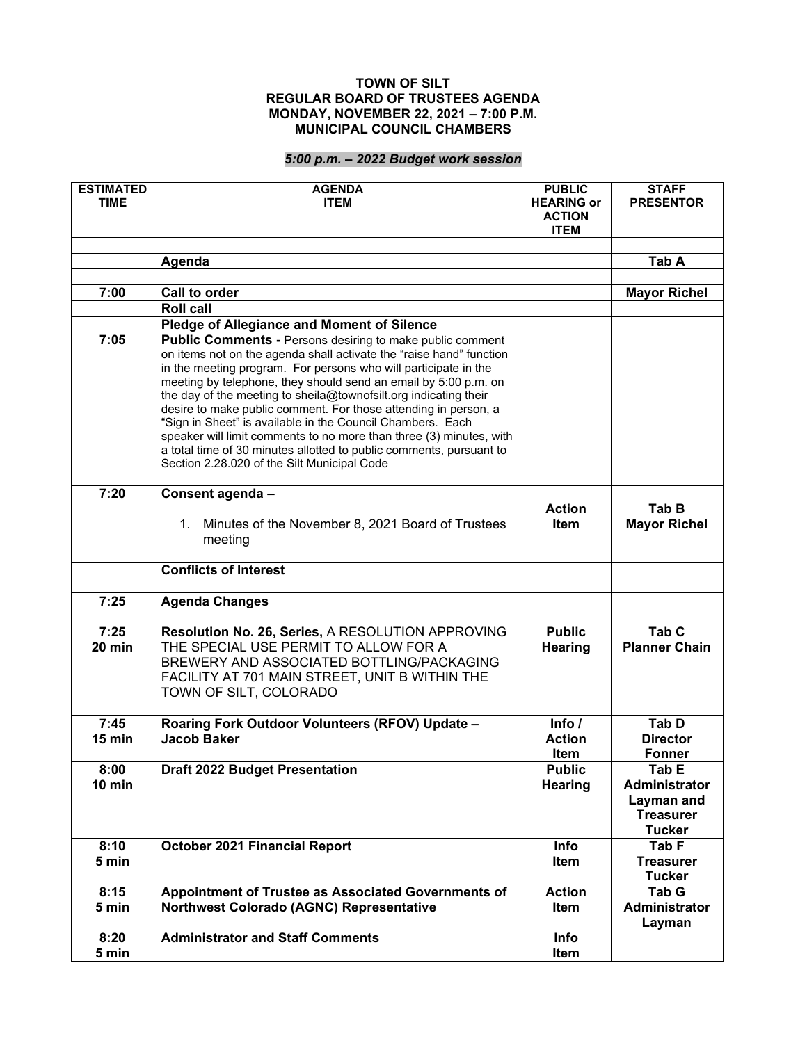**TOWN OF SILT**
**REGULAR BOARD OF TRUSTEES AGENDA**
**MONDAY, NOVEMBER 22, 2021 – 7:00 P.M.**
**MUNICIPAL COUNCIL CHAMBERS**

***5:00 p.m. – 2022 Budget work session***

| ESTIMATED TIME | AGENDA ITEM | PUBLIC HEARING or ACTION ITEM | STAFF PRESENTOR |
|---|---|---|---|
| | | | |
| | **Agenda** | | **Tab A** |
| | | | |
| 7:00 | **Call to order** | | **Mayor Richel** |
| | **Roll call** | | |
| | **Pledge of Allegiance and Moment of Silence** | | |
| 7:05 | **Public Comments -** Persons desiring to make public comment on items not on the agenda shall activate the "raise hand" function in the meeting program. For persons who will participate in the meeting by telephone, they should send an email by 5:00 p.m. on the day of the meeting to sheila@townofsilt.org indicating their desire to make public comment. For those attending in person, a "Sign in Sheet" is available in the Council Chambers. Each speaker will limit comments to no more than three (3) minutes, with a total time of 30 minutes allotted to public comments, pursuant to Section 2.28.020 of the Silt Municipal Code | | |
| 7:20 | **Consent agenda –** 1. Minutes of the November 8, 2021 Board of Trustees meeting | **Action Item** | **Tab B Mayor Richel** |
| | **Conflicts of Interest** | | |
| 7:25 | **Agenda Changes** | | |
| 7:25 20 min | **Resolution No. 26, Series,** A RESOLUTION APPROVING THE SPECIAL USE PERMIT TO ALLOW FOR A BREWERY AND ASSOCIATED BOTTLING/PACKAGING FACILITY AT 701 MAIN STREET, UNIT B WITHIN THE TOWN OF SILT, COLORADO | **Public Hearing** | **Tab C Planner Chain** |
| 7:45 15 min | **Roaring Fork Outdoor Volunteers (RFOV) Update – Jacob Baker** | **Info / Action Item** | **Tab D Director Fonner** |
| 8:00 10 min | **Draft 2022 Budget Presentation** | **Public Hearing** | **Tab E Administrator Layman and Treasurer Tucker** |
| 8:10 5 min | **October 2021 Financial Report** | **Info Item** | **Tab F Treasurer Tucker** |
| 8:15 5 min | **Appointment of Trustee as Associated Governments of Northwest Colorado (AGNC) Representative** | **Action Item** | **Tab G Administrator Layman** |
| 8:20 5 min | **Administrator and Staff Comments** | **Info Item** | |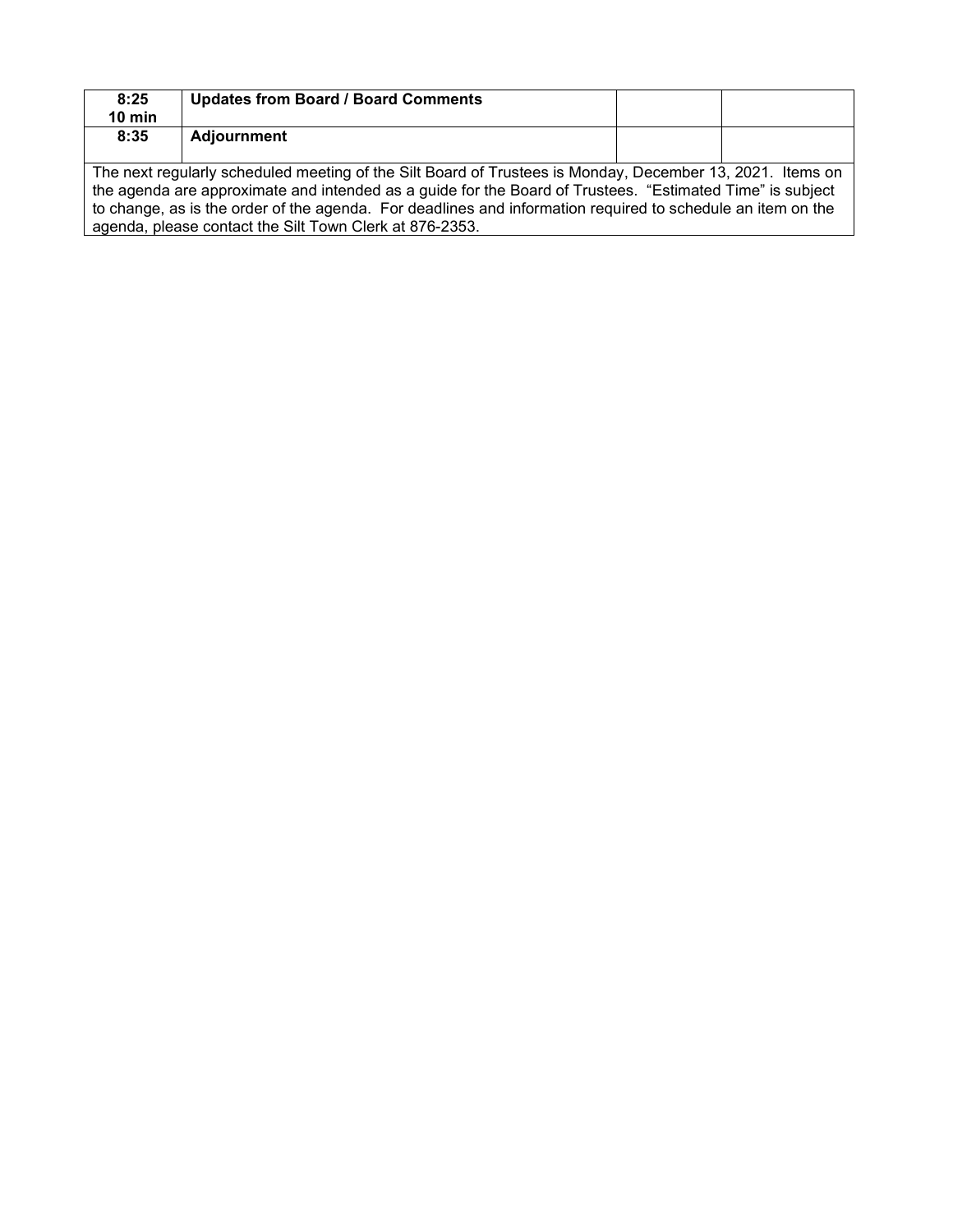| | | | |
|---|---|---|---|
| **8:25** **10 min** | **Updates from Board / Board Comments** | | |
| **8:35** | **Adjournment** | | |

The next regularly scheduled meeting of the Silt Board of Trustees is Monday, December 13, 2021. Items on the agenda are approximate and intended as a guide for the Board of Trustees. "Estimated Time" is subject to change, as is the order of the agenda. For deadlines and information required to schedule an item on the agenda, please contact the Silt Town Clerk at 876-2353.